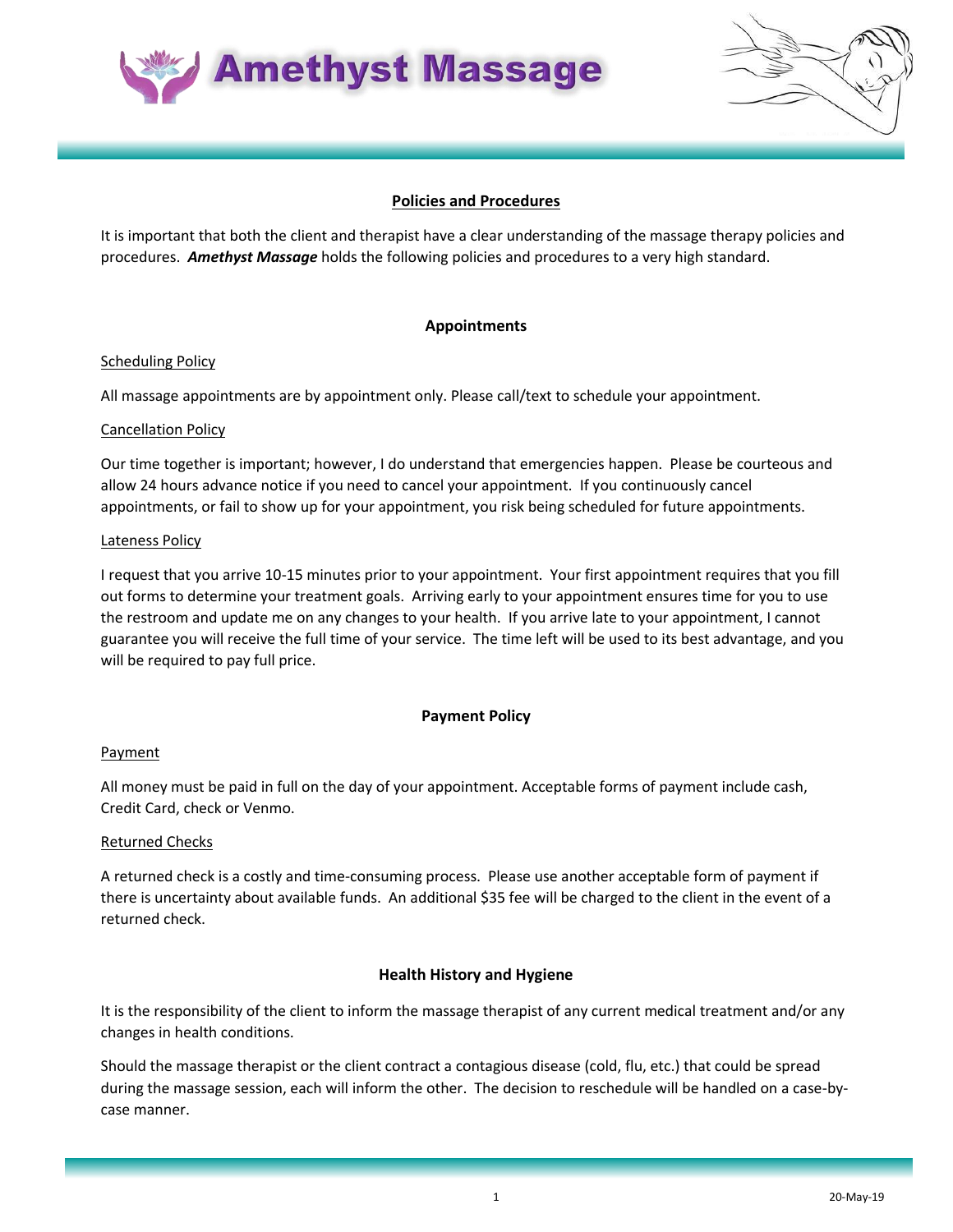# Amethyst Massage

## Policies and Procedures

It is important that both the client and therapist have a clear understanding of the massage therapy policies and procedures. ***Amethyst Massage*** holds the following policies and procedures to a very high standard.

### Appointments

Scheduling Policy

All massage appointments are by appointment only. Please call/text to schedule your appointment.

Cancellation Policy

Our time together is important; however, I do understand that emergencies happen. Please be courteous and allow 24 hours advance notice if you need to cancel your appointment. If you continuously cancel appointments, or fail to show up for your appointment, you risk being scheduled for future appointments.

Lateness Policy

I request that you arrive 10-15 minutes prior to your appointment. Your first appointment requires that you fill out forms to determine your treatment goals. Arriving early to your appointment ensures time for you to use the restroom and update me on any changes to your health. If you arrive late to your appointment, I cannot guarantee you will receive the full time of your service. The time left will be used to its best advantage, and you will be required to pay full price.

### Payment Policy

Payment

All money must be paid in full on the day of your appointment. Acceptable forms of payment include cash, Credit Card, check or Venmo.

Returned Checks

A returned check is a costly and time-consuming process. Please use another acceptable form of payment if there is uncertainty about available funds. An additional $35 fee will be charged to the client in the event of a returned check.

### Health History and Hygiene

It is the responsibility of the client to inform the massage therapist of any current medical treatment and/or any changes in health conditions.

Should the massage therapist or the client contract a contagious disease (cold, flu, etc.) that could be spread during the massage session, each will inform the other. The decision to reschedule will be handled on a case-by-case manner.

20-May-19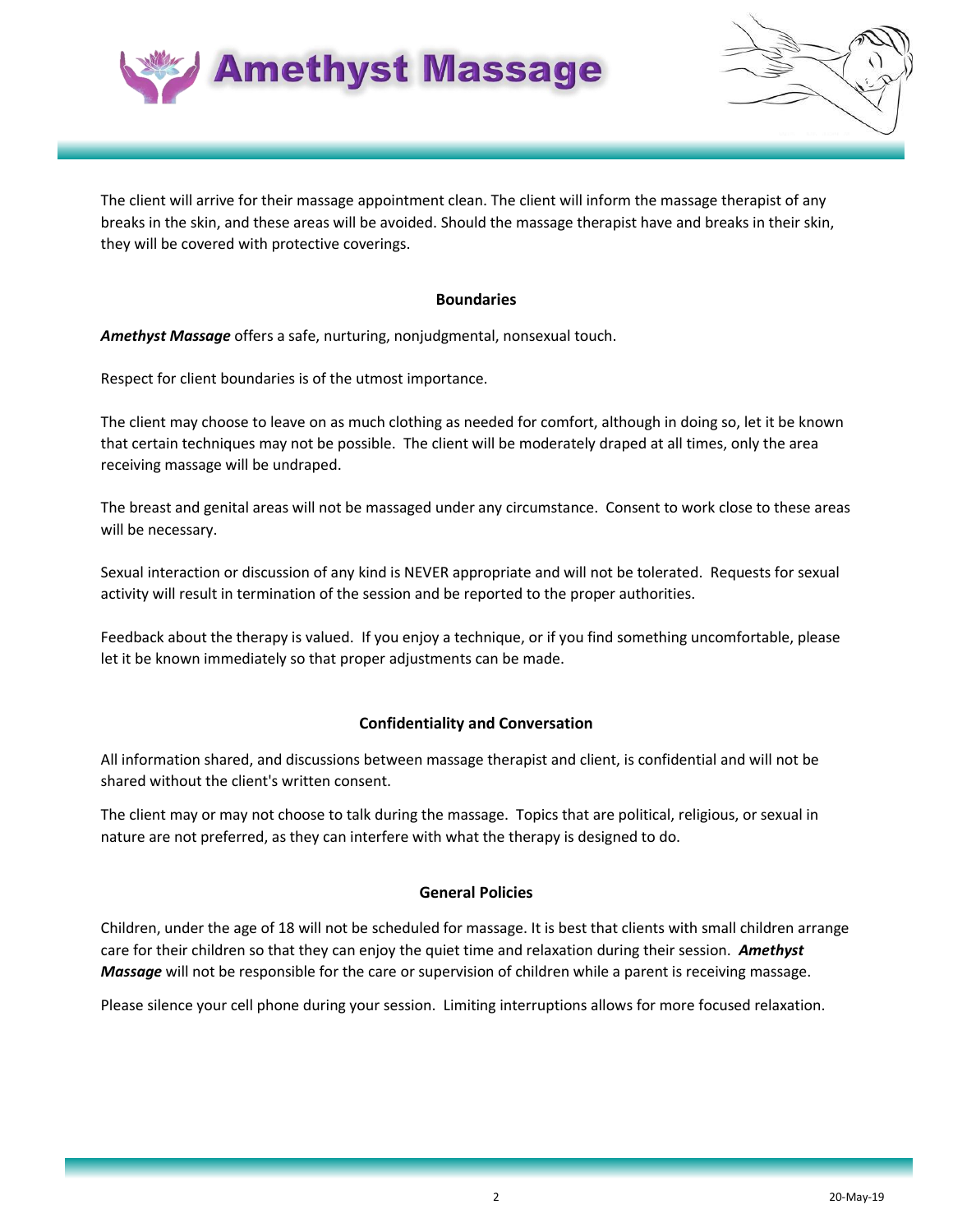The client will arrive for their massage appointment clean. The client will inform the massage therapist of any breaks in the skin, and these areas will be avoided. Should the massage therapist have and breaks in their skin, they will be covered with protective coverings.

### Boundaries

***Amethyst Massage*** offers a safe, nurturing, nonjudgmental, nonsexual touch.

Respect for client boundaries is of the utmost importance.

The client may choose to leave on as much clothing as needed for comfort, although in doing so, let it be known that certain techniques may not be possible. The client will be moderately draped at all times, only the area receiving massage will be undraped.

The breast and genital areas will not be massaged under any circumstance. Consent to work close to these areas will be necessary.

Sexual interaction or discussion of any kind is NEVER appropriate and will not be tolerated. Requests for sexual activity will result in termination of the session and be reported to the proper authorities.

Feedback about the therapy is valued. If you enjoy a technique, or if you find something uncomfortable, please let it be known immediately so that proper adjustments can be made.

### Confidentiality and Conversation

All information shared, and discussions between massage therapist and client, is confidential and will not be shared without the client's written consent.

The client may or may not choose to talk during the massage. Topics that are political, religious, or sexual in nature are not preferred, as they can interfere with what the therapy is designed to do.

### General Policies

Children, under the age of 18 will not be scheduled for massage. It is best that clients with small children arrange care for their children so that they can enjoy the quiet time and relaxation during their session. ***Amethyst Massage*** will not be responsible for the care or supervision of children while a parent is receiving massage.

Please silence your cell phone during your session. Limiting interruptions allows for more focused relaxation.